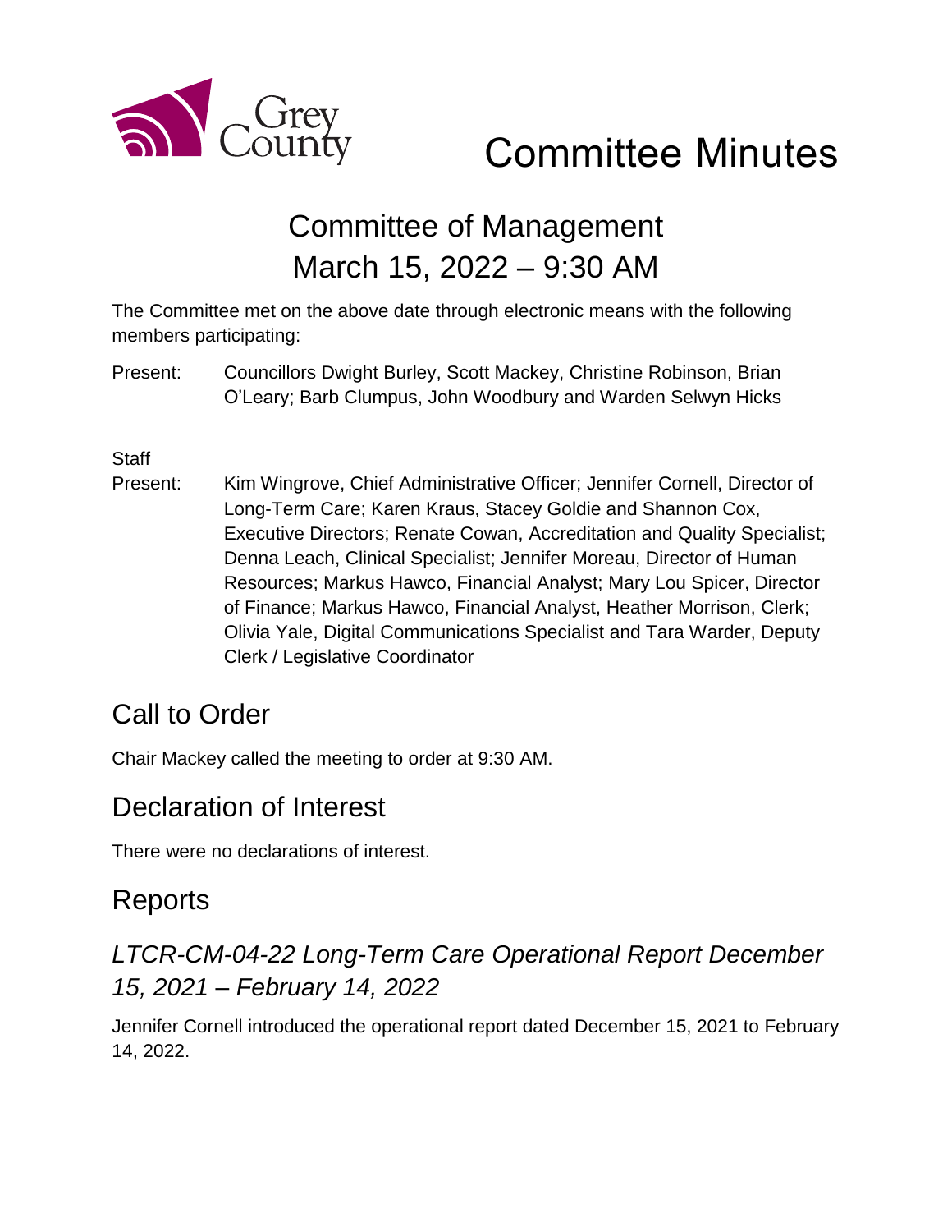Grey County

# Committee Minutes

## Committee of Management
## March 15, 2022 – 9:30 AM

The Committee met on the above date through electronic means with the following members participating:

Present: Councillors Dwight Burley, Scott Mackey, Christine Robinson, Brian O'Leary; Barb Clumpus, John Woodbury and Warden Selwyn Hicks

Staff Present: Kim Wingrove, Chief Administrative Officer; Jennifer Cornell, Director of Long-Term Care; Karen Kraus, Stacey Goldie and Shannon Cox, Executive Directors; Renate Cowan, Accreditation and Quality Specialist; Denna Leach, Clinical Specialist; Jennifer Moreau, Director of Human Resources; Markus Hawco, Financial Analyst; Mary Lou Spicer, Director of Finance; Markus Hawco, Financial Analyst, Heather Morrison, Clerk; Olivia Yale, Digital Communications Specialist and Tara Warder, Deputy Clerk / Legislative Coordinator

## Call to Order

Chair Mackey called the meeting to order at 9:30 AM.

## Declaration of Interest

There were no declarations of interest.

## Reports

### *LTCR-CM-04-22 Long-Term Care Operational Report December 15, 2021 – February 14, 2022*

Jennifer Cornell introduced the operational report dated December 15, 2021 to February 14, 2022.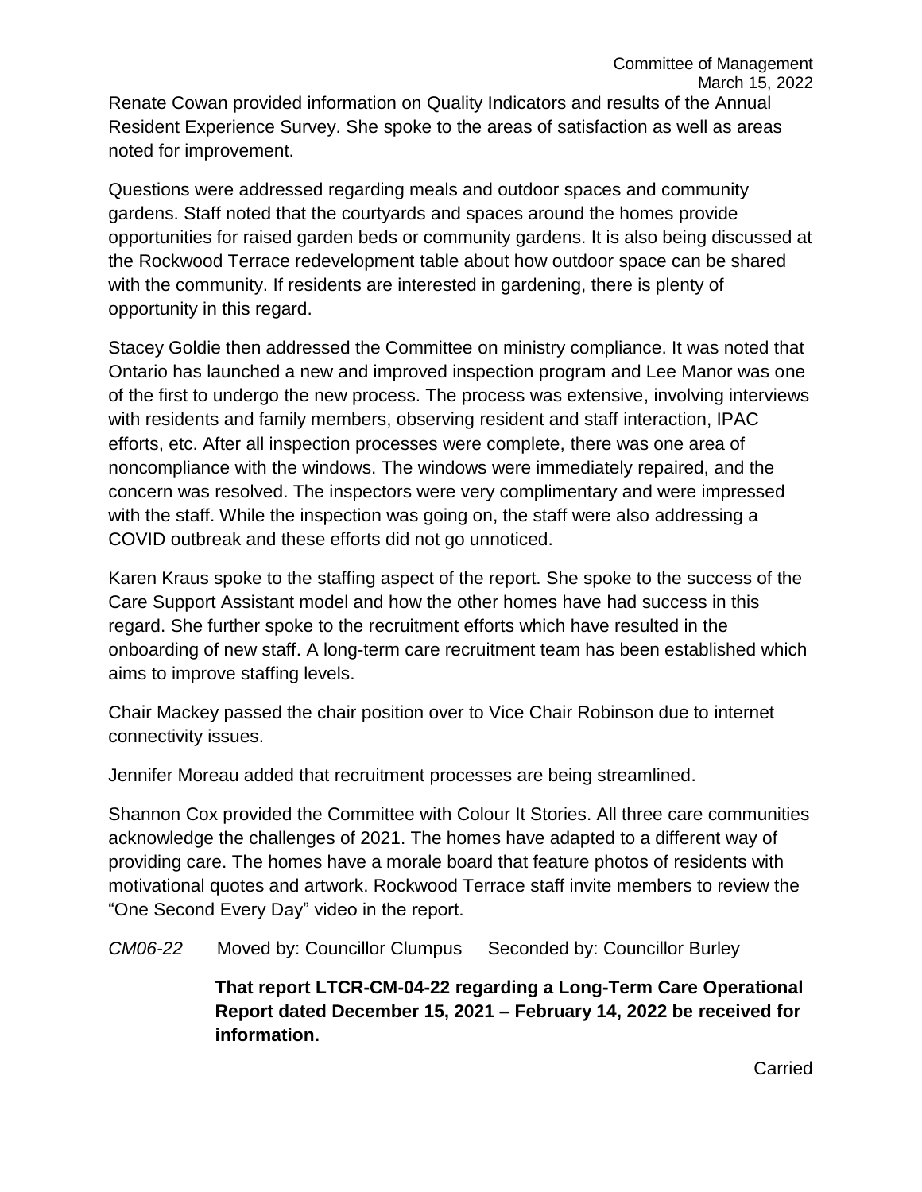Renate Cowan provided information on Quality Indicators and results of the Annual Resident Experience Survey. She spoke to the areas of satisfaction as well as areas noted for improvement.

Questions were addressed regarding meals and outdoor spaces and community gardens. Staff noted that the courtyards and spaces around the homes provide opportunities for raised garden beds or community gardens. It is also being discussed at the Rockwood Terrace redevelopment table about how outdoor space can be shared with the community. If residents are interested in gardening, there is plenty of opportunity in this regard.

Stacey Goldie then addressed the Committee on ministry compliance. It was noted that Ontario has launched a new and improved inspection program and Lee Manor was one of the first to undergo the new process. The process was extensive, involving interviews with residents and family members, observing resident and staff interaction, IPAC efforts, etc. After all inspection processes were complete, there was one area of noncompliance with the windows. The windows were immediately repaired, and the concern was resolved. The inspectors were very complimentary and were impressed with the staff. While the inspection was going on, the staff were also addressing a COVID outbreak and these efforts did not go unnoticed.

Karen Kraus spoke to the staffing aspect of the report. She spoke to the success of the Care Support Assistant model and how the other homes have had success in this regard. She further spoke to the recruitment efforts which have resulted in the onboarding of new staff. A long-term care recruitment team has been established which aims to improve staffing levels.

Chair Mackey passed the chair position over to Vice Chair Robinson due to internet connectivity issues.

Jennifer Moreau added that recruitment processes are being streamlined.

Shannon Cox provided the Committee with Colour It Stories. All three care communities acknowledge the challenges of 2021. The homes have adapted to a different way of providing care. The homes have a morale board that feature photos of residents with motivational quotes and artwork. Rockwood Terrace staff invite members to review the "One Second Every Day" video in the report.

*CM06-22* Moved by: Councillor Clumpus Seconded by: Councillor Burley

**That report LTCR-CM-04-22 regarding a Long-Term Care Operational Report dated December 15, 2021 – February 14, 2022 be received for information.**

Carried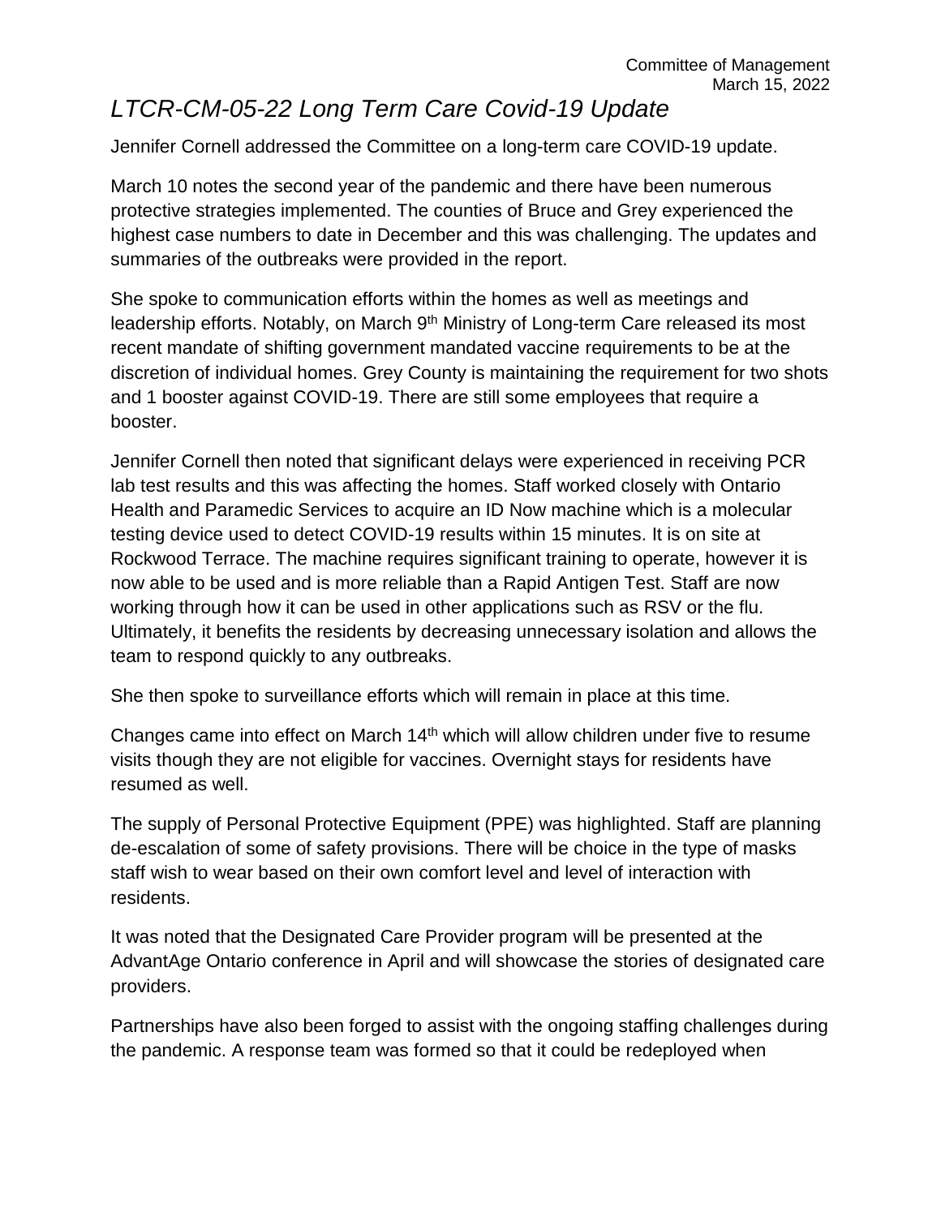# *LTCR-CM-05-22 Long Term Care Covid-19 Update*

Jennifer Cornell addressed the Committee on a long-term care COVID-19 update.

March 10 notes the second year of the pandemic and there have been numerous protective strategies implemented. The counties of Bruce and Grey experienced the highest case numbers to date in December and this was challenging. The updates and summaries of the outbreaks were provided in the report.

She spoke to communication efforts within the homes as well as meetings and leadership efforts. Notably, on March 9th Ministry of Long-term Care released its most recent mandate of shifting government mandated vaccine requirements to be at the discretion of individual homes. Grey County is maintaining the requirement for two shots and 1 booster against COVID-19. There are still some employees that require a booster.

Jennifer Cornell then noted that significant delays were experienced in receiving PCR lab test results and this was affecting the homes. Staff worked closely with Ontario Health and Paramedic Services to acquire an ID Now machine which is a molecular testing device used to detect COVID-19 results within 15 minutes. It is on site at Rockwood Terrace. The machine requires significant training to operate, however it is now able to be used and is more reliable than a Rapid Antigen Test. Staff are now working through how it can be used in other applications such as RSV or the flu. Ultimately, it benefits the residents by decreasing unnecessary isolation and allows the team to respond quickly to any outbreaks.

She then spoke to surveillance efforts which will remain in place at this time.

Changes came into effect on March 14th which will allow children under five to resume visits though they are not eligible for vaccines. Overnight stays for residents have resumed as well.

The supply of Personal Protective Equipment (PPE) was highlighted. Staff are planning de-escalation of some of safety provisions. There will be choice in the type of masks staff wish to wear based on their own comfort level and level of interaction with residents.

It was noted that the Designated Care Provider program will be presented at the AdvantAge Ontario conference in April and will showcase the stories of designated care providers.

Partnerships have also been forged to assist with the ongoing staffing challenges during the pandemic. A response team was formed so that it could be redeployed when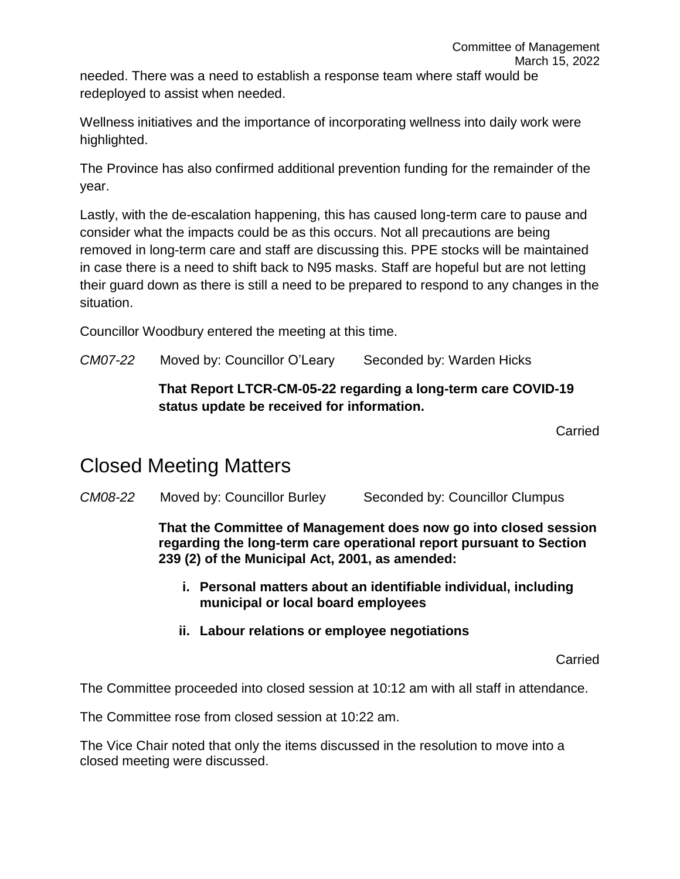needed. There was a need to establish a response team where staff would be redeployed to assist when needed.

Wellness initiatives and the importance of incorporating wellness into daily work were highlighted.

The Province has also confirmed additional prevention funding for the remainder of the year.

Lastly, with the de-escalation happening, this has caused long-term care to pause and consider what the impacts could be as this occurs. Not all precautions are being removed in long-term care and staff are discussing this. PPE stocks will be maintained in case there is a need to shift back to N95 masks. Staff are hopeful but are not letting their guard down as there is still a need to be prepared to respond to any changes in the situation.

Councillor Woodbury entered the meeting at this time.

*CM07-22* Moved by: Councillor O'Leary Seconded by: Warden Hicks

**That Report LTCR-CM-05-22 regarding a long-term care COVID-19 status update be received for information.**

Carried

# Closed Meeting Matters

*CM08-22* Moved by: Councillor Burley Seconded by: Councillor Clumpus

**That the Committee of Management does now go into closed session regarding the long-term care operational report pursuant to Section 239 (2) of the Municipal Act, 2001, as amended:**

- **i. Personal matters about an identifiable individual, including municipal or local board employees**
- **ii. Labour relations or employee negotiations**

Carried

The Committee proceeded into closed session at 10:12 am with all staff in attendance.

The Committee rose from closed session at 10:22 am.

The Vice Chair noted that only the items discussed in the resolution to move into a closed meeting were discussed.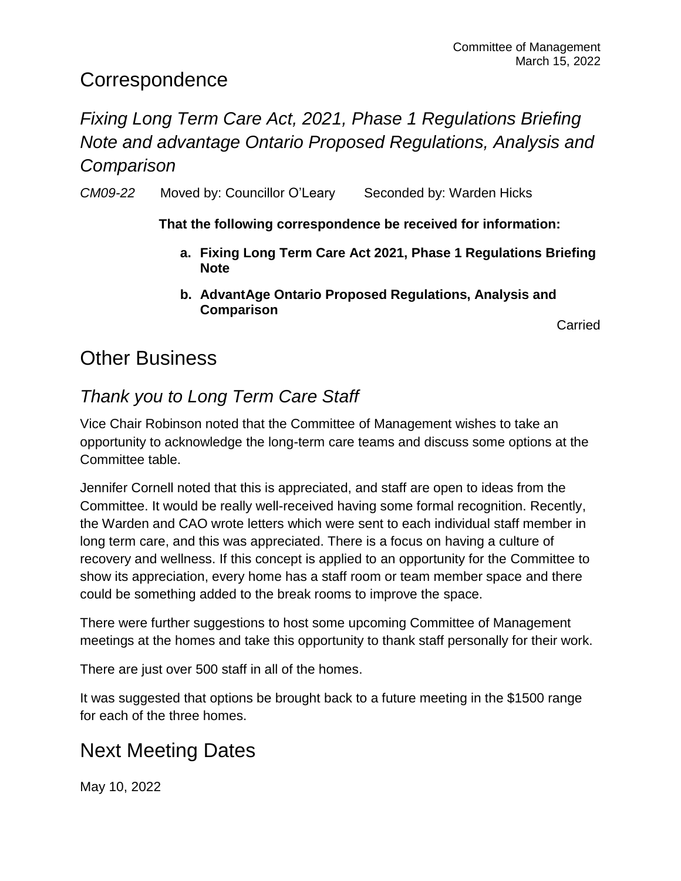# Correspondence

## *Fixing Long Term Care Act, 2021, Phase 1 Regulations Briefing Note and advantage Ontario Proposed Regulations, Analysis and Comparison*

*CM09-22* Moved by: Councillor O'Leary Seconded by: Warden Hicks

**That the following correspondence be received for information:**

**a. Fixing Long Term Care Act 2021, Phase 1 Regulations Briefing Note**

**b. AdvantAge Ontario Proposed Regulations, Analysis and Comparison**

Carried

# Other Business

## *Thank you to Long Term Care Staff*

Vice Chair Robinson noted that the Committee of Management wishes to take an opportunity to acknowledge the long-term care teams and discuss some options at the Committee table.

Jennifer Cornell noted that this is appreciated, and staff are open to ideas from the Committee. It would be really well-received having some formal recognition. Recently, the Warden and CAO wrote letters which were sent to each individual staff member in long term care, and this was appreciated. There is a focus on having a culture of recovery and wellness. If this concept is applied to an opportunity for the Committee to show its appreciation, every home has a staff room or team member space and there could be something added to the break rooms to improve the space.

There were further suggestions to host some upcoming Committee of Management meetings at the homes and take this opportunity to thank staff personally for their work.

There are just over 500 staff in all of the homes.

It was suggested that options be brought back to a future meeting in the $1500 range for each of the three homes.

# Next Meeting Dates

May 10, 2022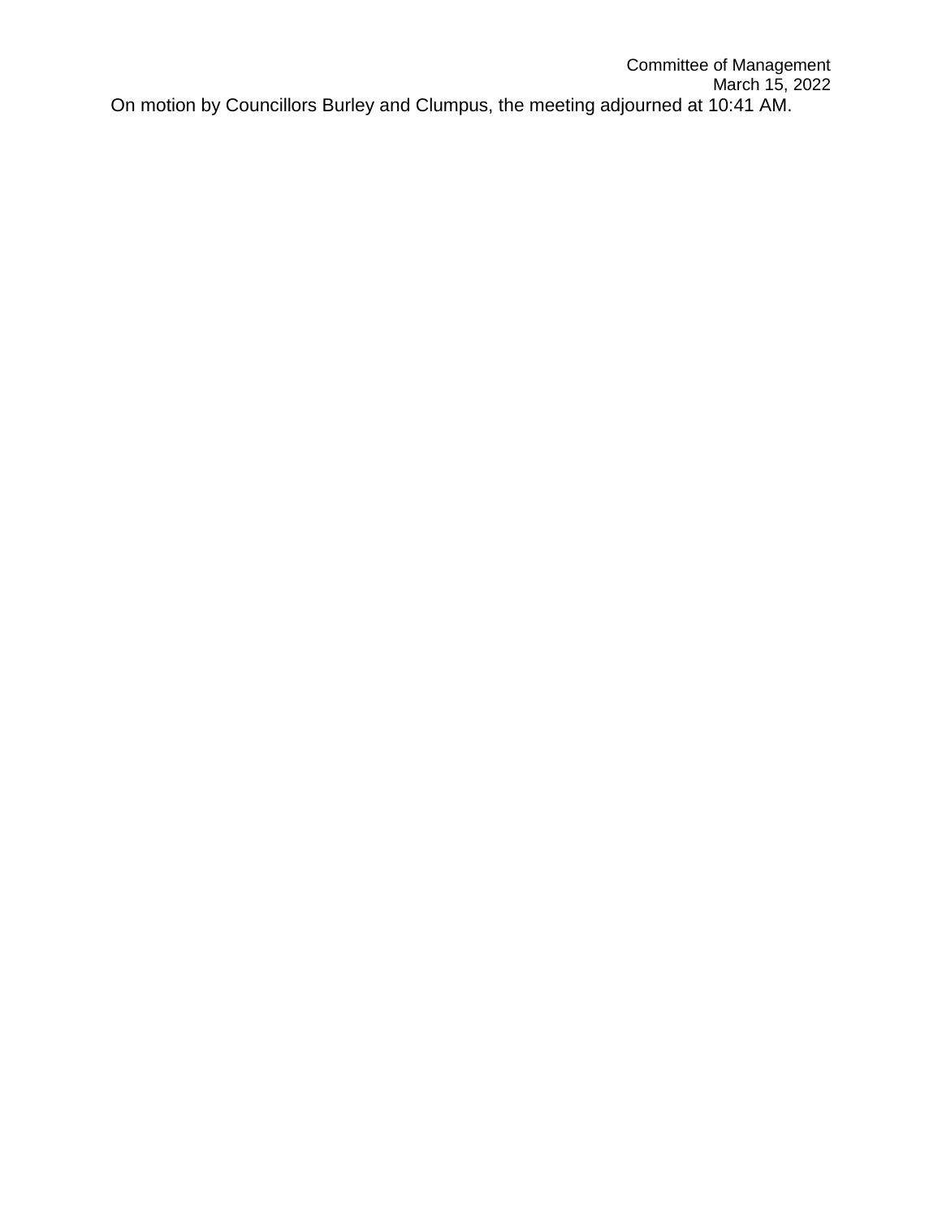On motion by Councillors Burley and Clumpus, the meeting adjourned at 10:41 AM.